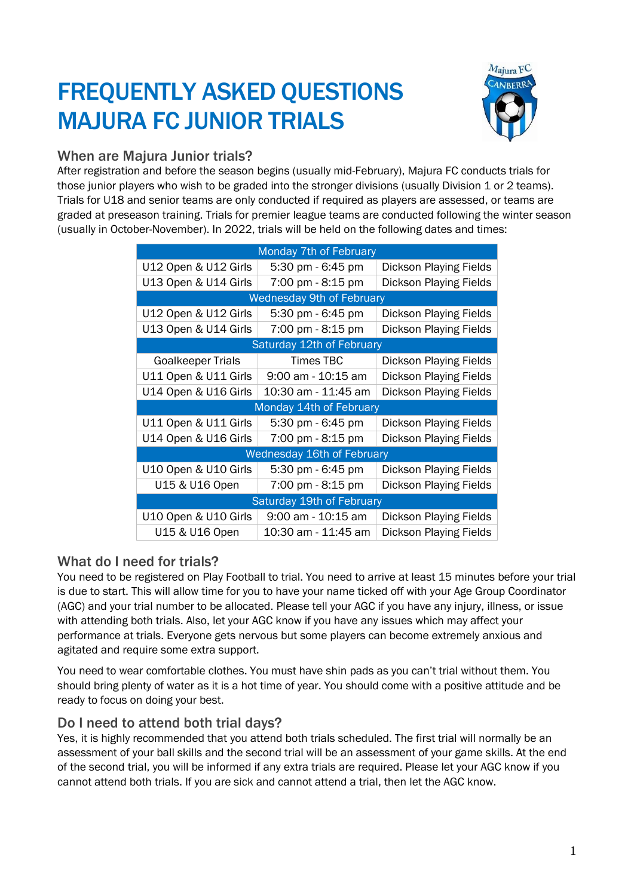# FREQUENTLY ASKED QUESTIONS MAJURA FC JUNIOR TRIALS

## When are Majura Junior trials?

After registration and before the season begins (usually mid-February), Majura FC conducts trials for those junior players who wish to be graded into the stronger divisions (usually Division 1 or 2 teams). Trials for U18 and senior teams are only conducted if required as players are assessed, or teams are graded at preseason training. Trials for premier league teams are conducted following the winter season (usually in October-November). In 2022, trials will be held on the following dates and times:

| Monday 7th of February | | |
|---|---|---|
| U12 Open & U12 Girls | 5:30 pm - 6:45 pm | Dickson Playing Fields |
| U13 Open & U14 Girls | 7:00 pm - 8:15 pm | Dickson Playing Fields |
| **Wednesday 9th of February** | | |
| U12 Open & U12 Girls | 5:30 pm - 6:45 pm | Dickson Playing Fields |
| U13 Open & U14 Girls | 7:00 pm - 8:15 pm | Dickson Playing Fields |
| **Saturday 12th of February** | | |
| Goalkeeper Trials | Times TBC | Dickson Playing Fields |
| U11 Open & U11 Girls | 9:00 am - 10:15 am | Dickson Playing Fields |
| U14 Open & U16 Girls | 10:30 am - 11:45 am | Dickson Playing Fields |
| **Monday 14th of February** | | |
| U11 Open & U11 Girls | 5:30 pm - 6:45 pm | Dickson Playing Fields |
| U14 Open & U16 Girls | 7:00 pm - 8:15 pm | Dickson Playing Fields |
| **Wednesday 16th of February** | | |
| U10 Open & U10 Girls | 5:30 pm - 6:45 pm | Dickson Playing Fields |
| U15 & U16 Open | 7:00 pm - 8:15 pm | Dickson Playing Fields |
| **Saturday 19th of February** | | |
| U10 Open & U10 Girls | 9:00 am - 10:15 am | Dickson Playing Fields |
| U15 & U16 Open | 10:30 am - 11:45 am | Dickson Playing Fields |

## What do I need for trials?

You need to be registered on Play Football to trial. You need to arrive at least 15 minutes before your trial is due to start. This will allow time for you to have your name ticked off with your Age Group Coordinator (AGC) and your trial number to be allocated. Please tell your AGC if you have any injury, illness, or issue with attending both trials. Also, let your AGC know if you have any issues which may affect your performance at trials. Everyone gets nervous but some players can become extremely anxious and agitated and require some extra support.

You need to wear comfortable clothes. You must have shin pads as you can't trial without them. You should bring plenty of water as it is a hot time of year. You should come with a positive attitude and be ready to focus on doing your best.

## Do I need to attend both trial days?

Yes, it is highly recommended that you attend both trials scheduled. The first trial will normally be an assessment of your ball skills and the second trial will be an assessment of your game skills. At the end of the second trial, you will be informed if any extra trials are required. Please let your AGC know if you cannot attend both trials. If you are sick and cannot attend a trial, then let the AGC know.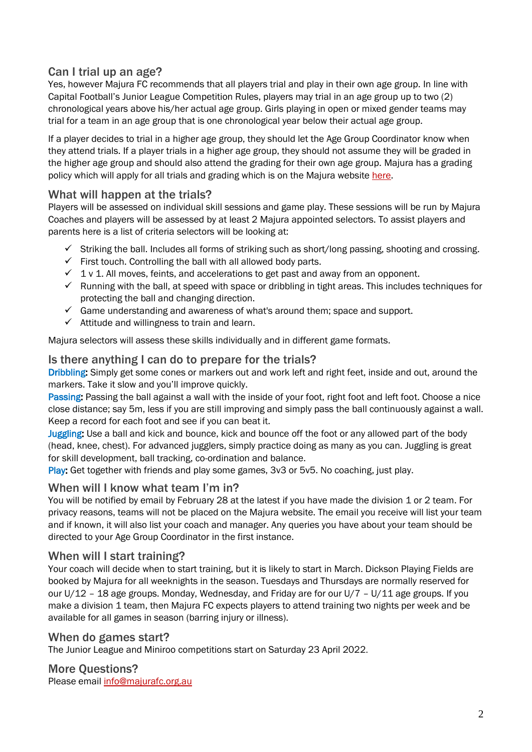## Can I trial up an age?

Yes, however Majura FC recommends that all players trial and play in their own age group. In line with Capital Football's Junior League Competition Rules, players may trial in an age group up to two (2) chronological years above his/her actual age group. Girls playing in open or mixed gender teams may trial for a team in an age group that is one chronological year below their actual age group.

If a player decides to trial in a higher age group, they should let the Age Group Coordinator know when they attend trials. If a player trials in a higher age group, they should not assume they will be graded in the higher age group and should also attend the grading for their own age group. Majura has a grading policy which will apply for all trials and grading which is on the Majura website here.

## What will happen at the trials?

Players will be assessed on individual skill sessions and game play. These sessions will be run by Majura Coaches and players will be assessed by at least 2 Majura appointed selectors. To assist players and parents here is a list of criteria selectors will be looking at:

- ✓ Striking the ball. Includes all forms of striking such as short/long passing, shooting and crossing.
- ✓ First touch. Controlling the ball with all allowed body parts.
- ✓ 1 v 1. All moves, feints, and accelerations to get past and away from an opponent.
- ✓ Running with the ball, at speed with space or dribbling in tight areas. This includes techniques for protecting the ball and changing direction.
- ✓ Game understanding and awareness of what's around them; space and support.
- ✓ Attitude and willingness to train and learn.

Majura selectors will assess these skills individually and in different game formats.

## Is there anything I can do to prepare for the trials?

**Dribbling:** Simply get some cones or markers out and work left and right feet, inside and out, around the markers. Take it slow and you'll improve quickly.
**Passing:** Passing the ball against a wall with the inside of your foot, right foot and left foot. Choose a nice close distance; say 5m, less if you are still improving and simply pass the ball continuously against a wall. Keep a record for each foot and see if you can beat it.
**Juggling:** Use a ball and kick and bounce, kick and bounce off the foot or any allowed part of the body (head, knee, chest). For advanced jugglers, simply practice doing as many as you can. Juggling is great for skill development, ball tracking, co-ordination and balance.
**Play:** Get together with friends and play some games, 3v3 or 5v5. No coaching, just play.

## When will I know what team I'm in?

You will be notified by email by February 28 at the latest if you have made the division 1 or 2 team. For privacy reasons, teams will not be placed on the Majura website. The email you receive will list your team and if known, it will also list your coach and manager. Any queries you have about your team should be directed to your Age Group Coordinator in the first instance.

## When will I start training?

Your coach will decide when to start training, but it is likely to start in March. Dickson Playing Fields are booked by Majura for all weeknights in the season. Tuesdays and Thursdays are normally reserved for our U/12 – 18 age groups. Monday, Wednesday, and Friday are for our U/7 – U/11 age groups. If you make a division 1 team, then Majura FC expects players to attend training two nights per week and be available for all games in season (barring injury or illness).

## When do games start?

The Junior League and Miniroo competitions start on Saturday 23 April 2022.

## More Questions?

Please email info@majurafc.org.au